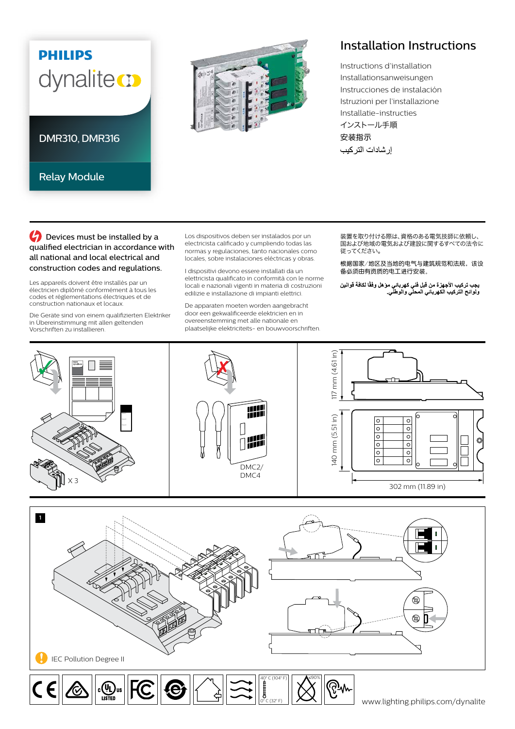PHILIPS

dynalite

DMR310, DMR316

Relay Module

# Installation Instructions

Instructions d'installation
Installationsanweisungen
Instrucciones de instalación
Istruzioni per l'installazione
Installatie-instructies
インストール手順
安装指示
إرشادات التركيب

**Devices must be installed by a qualified electrician in accordance with all national and local electrical and construction codes and regulations.**

Les appareils doivent être installés par un électricien diplômé conformément à tous les codes et réglementations électriques et de construction nationaux et locaux.

Die Geräte sind von einem qualifizierten Elektriker in Übereinstimmung mit allen geltenden Vorschriften zu installieren.

Los dispositivos deben ser instalados por un electricista calificado y cumpliendo todas las normas y regulaciones, tanto nacionales como locales, sobre instalaciones eléctricas y obras.

I dispositivi devono essere installati da un elettricista qualificato in conformità con le norme locali e nazionali vigenti in materia di costruzioni edilizie e installazione di impianti elettrici.

De apparaten moeten worden aangebracht door een gekwalificeerde elektricien en in overeenstemming met alle nationale en plaatselijke elektriciteits- en bouwvoorschriften.

装置を取り付ける際は、資格のある電気技師に依頼し、国および地域の電気および建設に関するすべての法令に従ってください。

根据国家/地区及当地的电气与建筑规范和法规，该设备必须由有资质的电工进行安装。

يجب تركيب الأجهزة من قبل فني كهربائي مؤهل وفقًا لكافة قوانين ولوائح التركيب الكهربائي المحلي والوطني.

X 3

DMC2/
DMC4

117 mm (4.61 in)

140 mm (5.51 in)

302 mm (11.89 in)

1

IEC Pollution Degree II

40° C (104° F)

0° C (32° F)

≤90%

www.lighting.philips.com/dynalite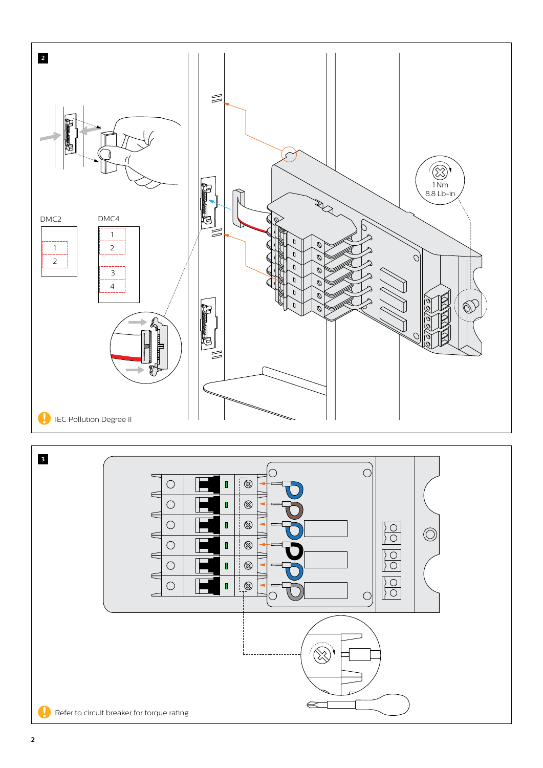**2**

DMC2

1
2

DMC4

1
2
3
4

1 Nm
8.8 Lb-in

IEC Pollution Degree II

**3**

Refer to circuit breaker for torque rating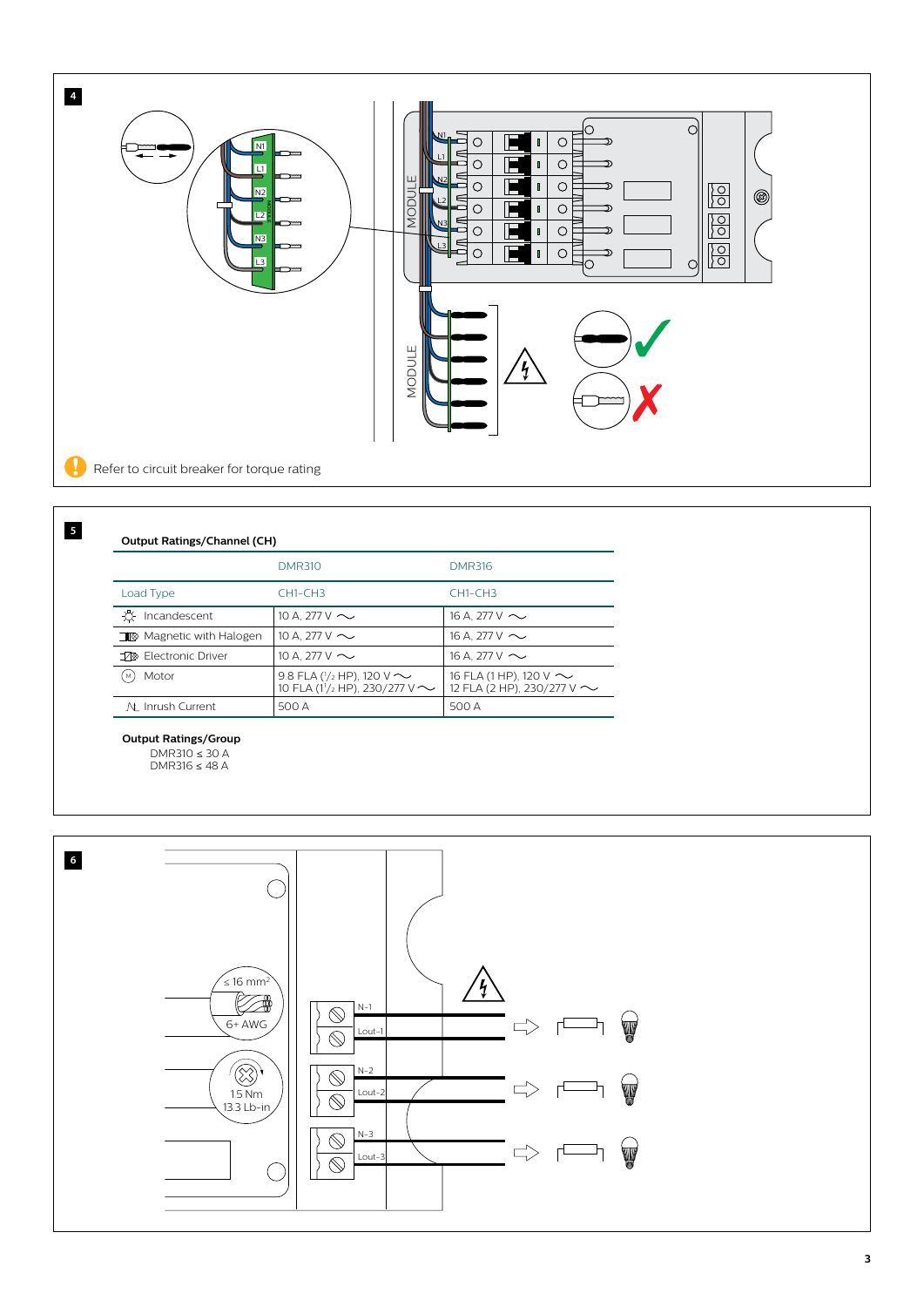**4**

N1
L1
N2
L2
N3
L3

MODULE

MODULE

Refer to circuit breaker for torque rating

**5**

**Output Ratings/Channel (CH)**

| | DMR310 | DMR316 |
|---|---|---|
| Load Type | CH1-CH3 | CH1-CH3 |
| Incandescent | 10 A, 277 V ~ | 16 A, 277 V ~ |
| Magnetic with Halogen | 10 A, 277 V ~ | 16 A, 277 V ~ |
| Electronic Driver | 10 A, 277 V ~ | 16 A, 277 V ~ |
| Motor | 9.8 FLA (1/2 HP), 120 V ~<br>10 FLA (1 1/2 HP), 230/277 V ~ | 16 FLA (1 HP), 120 V ~<br>12 FLA (2 HP), 230/277 V ~ |
| Inrush Current | 500 A | 500 A |

**Output Ratings/Group**

DMR310 ≤ 30 A
DMR316 ≤ 48 A

**6**

≤ 16 mm²
6+ AWG

1.5 Nm
13.3 Lb-in

N-1
Lout-1
N-2
Lout-2
N-3
Lout-3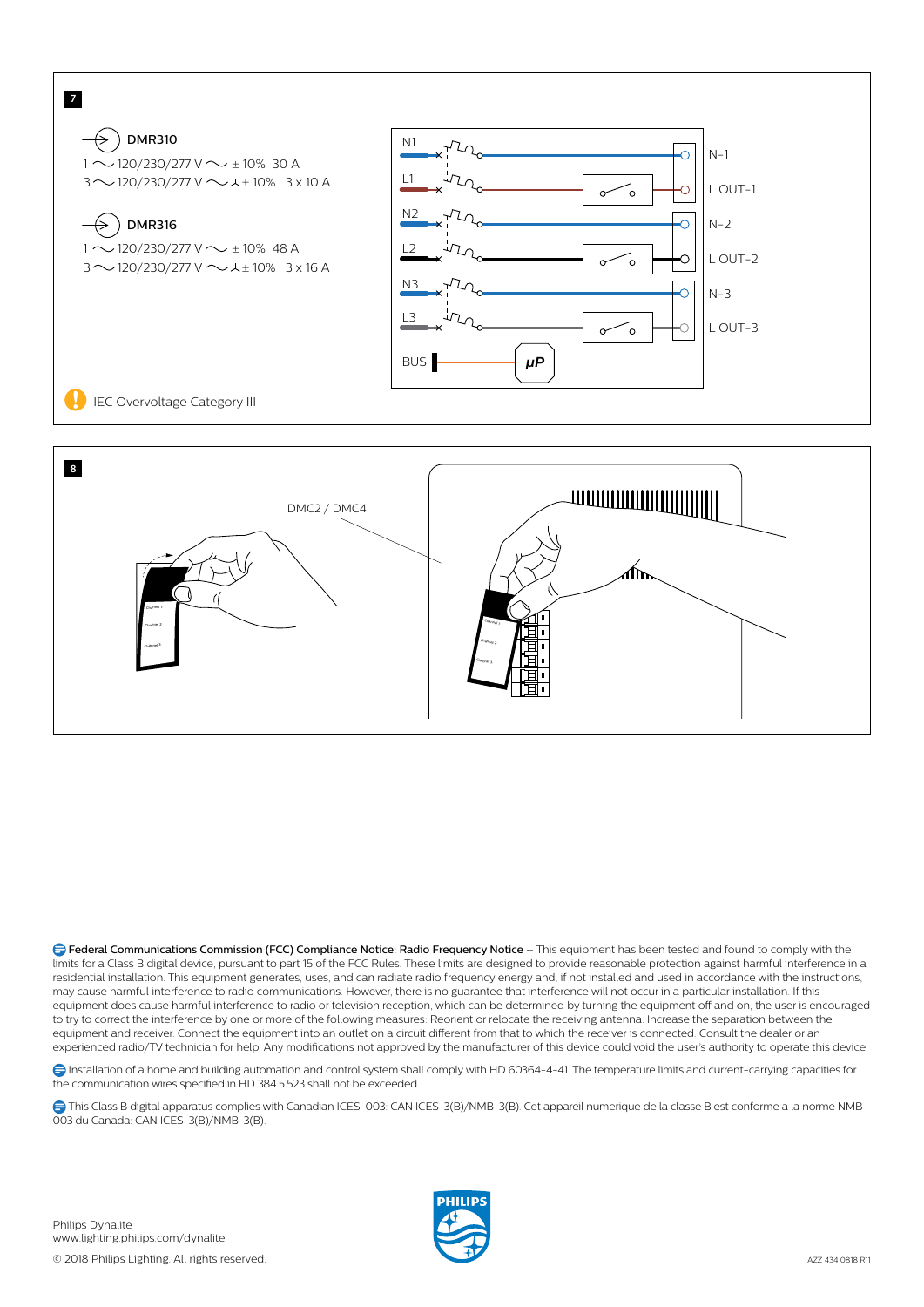**7**

DMR310

1 ∿ 120/230/277 V ∿ ± 10% 30 A

3 ∿ 120/230/277 V ∿⅄ ± 10% 3 x 10 A

DMR316

1 ∿ 120/230/277 V ∿ ± 10% 48 A

3 ∿ 120/230/277 V ∿⅄ ± 10% 3 x 16 A

N1
L1
N2
L2
N3
L3
BUS
μP
N-1
L OUT-1
N-2
L OUT-2
N-3
L OUT-3

IEC Overvoltage Category III

**8**

DMC2 / DMC4

**Federal Communications Commission (FCC) Compliance Notice: Radio Frequency Notice** – This equipment has been tested and found to comply with the limits for a Class B digital device, pursuant to part 15 of the FCC Rules. These limits are designed to provide reasonable protection against harmful interference in a residential installation. This equipment generates, uses, and can radiate radio frequency energy and, if not installed and used in accordance with the instructions, may cause harmful interference to radio communications. However, there is no guarantee that interference will not occur in a particular installation. If this equipment does cause harmful interference to radio or television reception, which can be determined by turning the equipment off and on, the user is encouraged to try to correct the interference by one or more of the following measures: Reorient or relocate the receiving antenna. Increase the separation between the equipment and receiver. Connect the equipment into an outlet on a circuit different from that to which the receiver is connected. Consult the dealer or an experienced radio/TV technician for help. Any modifications not approved by the manufacturer of this device could void the user's authority to operate this device.

Installation of a home and building automation and control system shall comply with HD 60364-4-41. The temperature limits and current-carrying capacities for the communication wires specified in HD 384.5.523 shall not be exceeded.

This Class B digital apparatus complies with Canadian ICES-003. CAN ICES-3(B)/NMB-3(B). Cet appareil numerique de la classe B est conforme a la norme NMB-003 du Canada. CAN ICES-3(B)/NMB-3(B).

Philips Dynalite
www.lighting.philips.com/dynalite

© 2018 Philips Lighting. All rights reserved.

AZZ 434 0818 R11